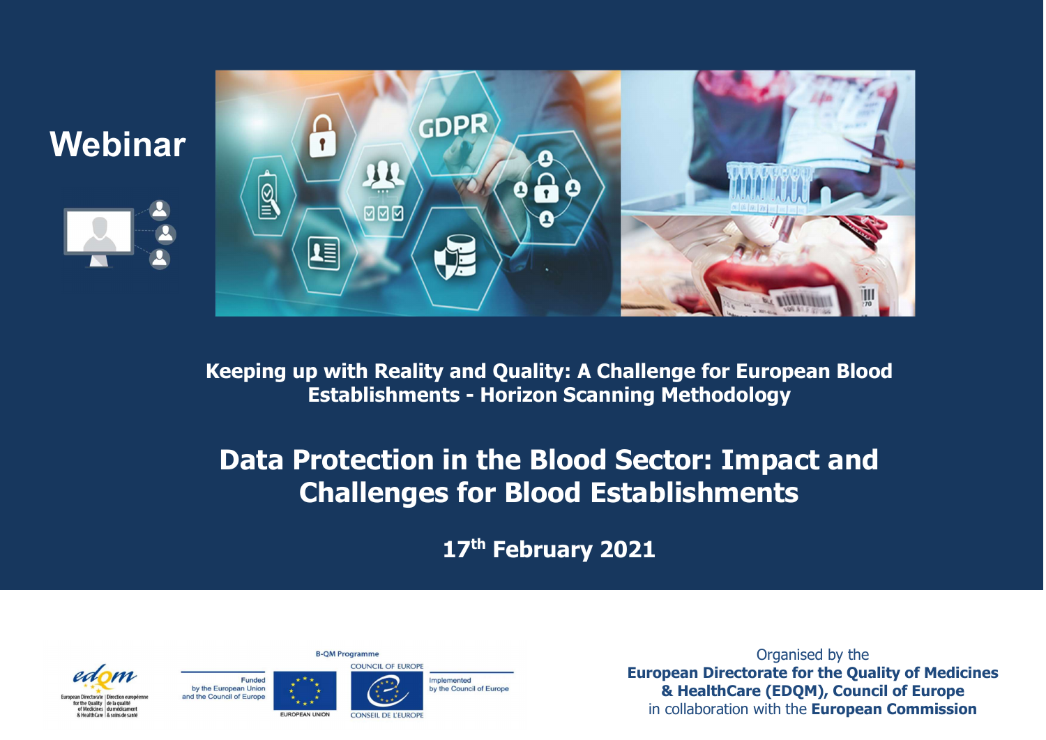Webinar

**Keeping up with Reality and Quality: A Challenge for European Blood Establishments - Horizon Scanning Methodology**

# Data Protection in the Blood Sector: Impact and Challenges for Blood Establishments

**17th February 2021**

European Directorate for the Quality of Medicines & HealthCare | Direction européenne de la qualité du médicament & soins de santé

Funded by the European Union and the Council of Europe

B-QM Programme

EUROPEAN UNION

COUNCIL OF EUROPE | CONSEIL DE L'EUROPE

Implemented by the Council of Europe

Organised by the **European Directorate for the Quality of Medicines & HealthCare (EDQM), Council of Europe** in collaboration with the **European Commission**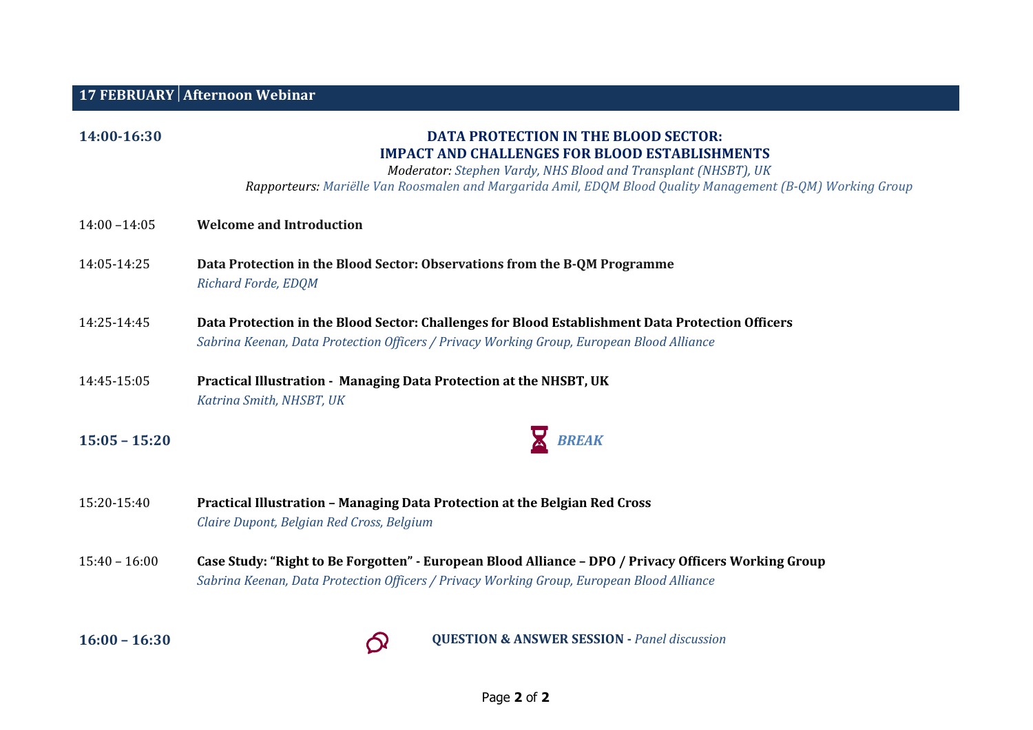## 17 FEBRUARY | Afternoon Webinar

**14:00-16:30**

**DATA PROTECTION IN THE BLOOD SECTOR:**
**IMPACT AND CHALLENGES FOR BLOOD ESTABLISHMENTS**

*Moderator: Stephen Vardy, NHS Blood and Transplant (NHSBT), UK*

*Rapporteurs: Mariëlle Van Roosmalen and Margarida Amil, EDQM Blood Quality Management (B-QM) Working Group*

14:00 –14:05 **Welcome and Introduction**

14:05-14:25 **Data Protection in the Blood Sector: Observations from the B-QM Programme**
*Richard Forde, EDQM*

14:25-14:45 **Data Protection in the Blood Sector: Challenges for Blood Establishment Data Protection Officers**
*Sabrina Keenan, Data Protection Officers / Privacy Working Group, European Blood Alliance*

14:45-15:05 **Practical Illustration - Managing Data Protection at the NHSBT, UK**
*Katrina Smith, NHSBT, UK*

**15:05 – 15:20** ***BREAK***

15:20-15:40 **Practical Illustration – Managing Data Protection at the Belgian Red Cross**
*Claire Dupont, Belgian Red Cross, Belgium*

15:40 – 16:00 **Case Study: "Right to Be Forgotten" - European Blood Alliance – DPO / Privacy Officers Working Group**
*Sabrina Keenan, Data Protection Officers / Privacy Working Group, European Blood Alliance*

**16:00 – 16:30** **QUESTION & ANSWER SESSION -** *Panel discussion*